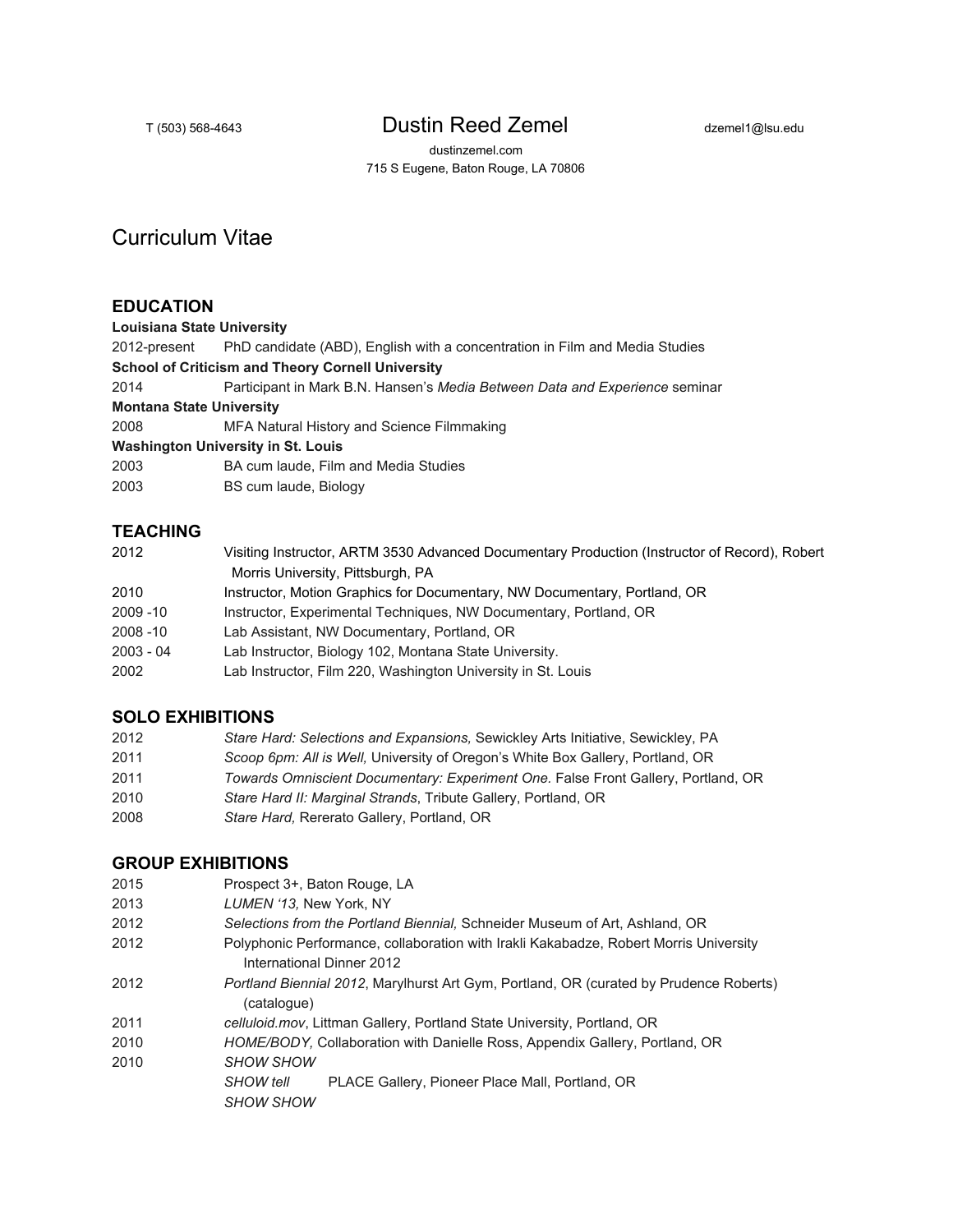T (503) 568-4643

# Dustin Reed Zemel

dzemel1@lsu.edu

dustinzemel.com
715 S Eugene, Baton Rouge, LA 70806

## Curriculum Vitae

### EDUCATION

**Louisiana State University**
2012-present PhD candidate (ABD), English with a concentration in Film and Media Studies

**School of Criticism and Theory Cornell University**
2014 Participant in Mark B.N. Hansen's *Media Between Data and Experience* seminar

**Montana State University**
2008 MFA Natural History and Science Filmmaking

**Washington University in St. Louis**
2003 BA cum laude, Film and Media Studies
2003 BS cum laude, Biology

### TEACHING

2012 Visiting Instructor, ARTM 3530 Advanced Documentary Production (Instructor of Record), Robert Morris University, Pittsburgh, PA
2010 Instructor, Motion Graphics for Documentary, NW Documentary, Portland, OR
2009 -10 Instructor, Experimental Techniques, NW Documentary, Portland, OR
2008 -10 Lab Assistant, NW Documentary, Portland, OR
2003 - 04 Lab Instructor, Biology 102, Montana State University.
2002 Lab Instructor, Film 220, Washington University in St. Louis

### SOLO EXHIBITIONS

2012 *Stare Hard: Selections and Expansions,* Sewickley Arts Initiative, Sewickley, PA
2011 *Scoop 6pm: All is Well,* University of Oregon's White Box Gallery, Portland, OR
2011 *Towards Omniscient Documentary: Experiment One.* False Front Gallery, Portland, OR
2010 *Stare Hard II: Marginal Strands*, Tribute Gallery, Portland, OR
2008 *Stare Hard,* Rererato Gallery, Portland, OR

### GROUP EXHIBITIONS

2015 Prospect 3+, Baton Rouge, LA
2013 *LUMEN '13,* New York, NY
2012 *Selections from the Portland Biennial,* Schneider Museum of Art, Ashland, OR
2012 Polyphonic Performance, collaboration with Irakli Kakabadze, Robert Morris University International Dinner 2012
2012 *Portland Biennial 2012*, Marylhurst Art Gym, Portland, OR (curated by Prudence Roberts) (catalogue)
2011 *celluloid.mov*, Littman Gallery, Portland State University, Portland, OR
2010 *HOME/BODY,* Collaboration with Danielle Ross, Appendix Gallery, Portland, OR
2010 *SHOW SHOW*
*SHOW tell* PLACE Gallery, Pioneer Place Mall, Portland, OR
*SHOW SHOW*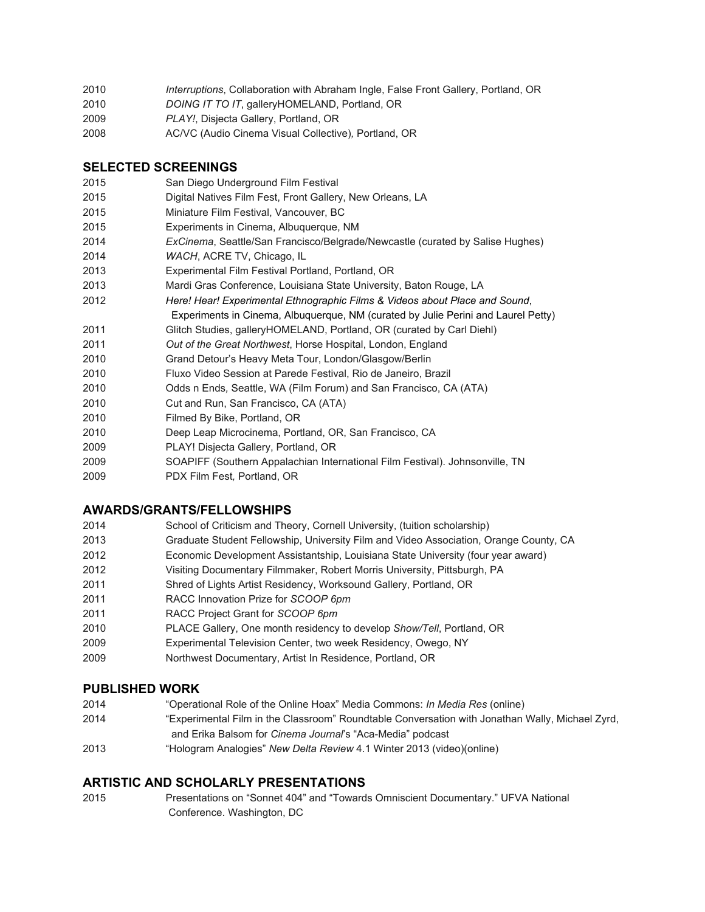2010 *Interruptions*, Collaboration with Abraham Ingle, False Front Gallery, Portland, OR
2010 *DOING IT TO IT*, galleryHOMELAND, Portland, OR
2009 *PLAY!*, Disjecta Gallery, Portland, OR
2008 AC/VC (Audio Cinema Visual Collective), Portland, OR

## SELECTED SCREENINGS

2015 San Diego Underground Film Festival
2015 Digital Natives Film Fest, Front Gallery, New Orleans, LA
2015 Miniature Film Festival, Vancouver, BC
2015 Experiments in Cinema, Albuquerque, NM
2014 *ExCinema*, Seattle/San Francisco/Belgrade/Newcastle (curated by Salise Hughes)
2014 *WACH*, ACRE TV, Chicago, IL
2013 Experimental Film Festival Portland, Portland, OR
2013 Mardi Gras Conference, Louisiana State University, Baton Rouge, LA
2012 *Here! Hear! Experimental Ethnographic Films & Videos about Place and Sound*, Experiments in Cinema, Albuquerque, NM (curated by Julie Perini and Laurel Petty)
2011 Glitch Studies, galleryHOMELAND, Portland, OR (curated by Carl Diehl)
2011 *Out of the Great Northwest*, Horse Hospital, London, England
2010 Grand Detour's Heavy Meta Tour, London/Glasgow/Berlin
2010 Fluxo Video Session at Parede Festival, Rio de Janeiro, Brazil
2010 Odds n Ends, Seattle, WA (Film Forum) and San Francisco, CA (ATA)
2010 Cut and Run, San Francisco, CA (ATA)
2010 Filmed By Bike, Portland, OR
2010 Deep Leap Microcinema, Portland, OR, San Francisco, CA
2009 PLAY! Disjecta Gallery, Portland, OR
2009 SOAPIFF (Southern Appalachian International Film Festival). Johnsonville, TN
2009 PDX Film Fest, Portland, OR

## AWARDS/GRANTS/FELLOWSHIPS

2014 School of Criticism and Theory, Cornell University, (tuition scholarship)
2013 Graduate Student Fellowship, University Film and Video Association, Orange County, CA
2012 Economic Development Assistantship, Louisiana State University (four year award)
2012 Visiting Documentary Filmmaker, Robert Morris University, Pittsburgh, PA
2011 Shred of Lights Artist Residency, Worksound Gallery, Portland, OR
2011 RACC Innovation Prize for *SCOOP 6pm*
2011 RACC Project Grant for *SCOOP 6pm*
2010 PLACE Gallery, One month residency to develop *Show/Tell*, Portland, OR
2009 Experimental Television Center, two week Residency, Owego, NY
2009 Northwest Documentary, Artist In Residence, Portland, OR

## PUBLISHED WORK

2014 "Operational Role of the Online Hoax" Media Commons: *In Media Res* (online)
2014 "Experimental Film in the Classroom" Roundtable Conversation with Jonathan Wally, Michael Zyrd, and Erika Balsom for *Cinema Journal*'s "Aca-Media" podcast
2013 "Hologram Analogies" *New Delta Review* 4.1 Winter 2013 (video)(online)

## ARTISTIC AND SCHOLARLY PRESENTATIONS

2015 Presentations on "Sonnet 404" and "Towards Omniscient Documentary." UFVA National Conference. Washington, DC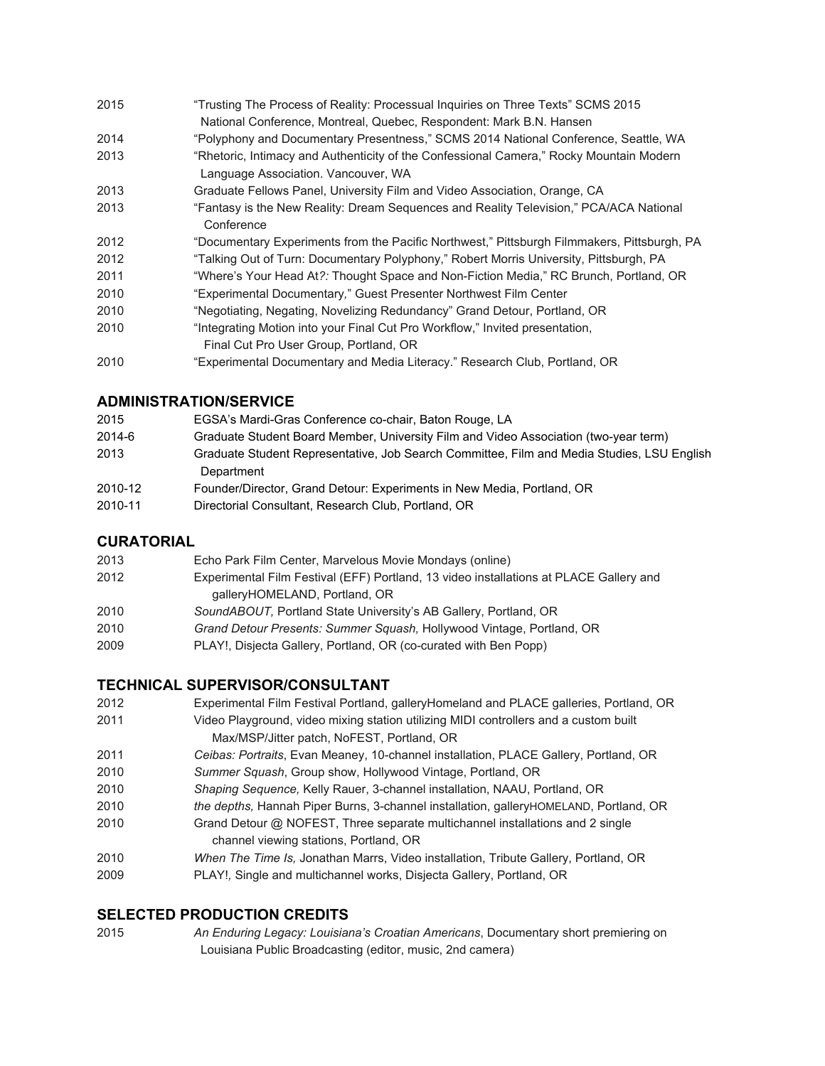2015 "Trusting The Process of Reality: Processual Inquiries on Three Texts" SCMS 2015 National Conference, Montreal, Quebec, Respondent: Mark B.N. Hansen

2014 "Polyphony and Documentary Presentness," SCMS 2014 National Conference, Seattle, WA

2013 "Rhetoric, Intimacy and Authenticity of the Confessional Camera," Rocky Mountain Modern Language Association. Vancouver, WA

2013 Graduate Fellows Panel, University Film and Video Association, Orange, CA

2013 "Fantasy is the New Reality: Dream Sequences and Reality Television," PCA/ACA National Conference

2012 "Documentary Experiments from the Pacific Northwest," Pittsburgh Filmmakers, Pittsburgh, PA

2012 "Talking Out of Turn: Documentary Polyphony," Robert Morris University, Pittsburgh, PA

2011 "Where's Your Head At*?:* Thought Space and Non-Fiction Media," RC Brunch, Portland, OR

2010 "Experimental Documentary*,*" Guest Presenter Northwest Film Center

2010 "Negotiating, Negating, Novelizing Redundancy" Grand Detour, Portland, OR

2010 "Integrating Motion into your Final Cut Pro Workflow," Invited presentation, Final Cut Pro User Group, Portland, OR

2010 "Experimental Documentary and Media Literacy." Research Club, Portland, OR

## ADMINISTRATION/SERVICE

2015 EGSA's Mardi-Gras Conference co-chair, Baton Rouge, LA

2014-6 Graduate Student Board Member, University Film and Video Association (two-year term)

2013 Graduate Student Representative, Job Search Committee, Film and Media Studies, LSU English Department

2010-12 Founder/Director, Grand Detour: Experiments in New Media, Portland, OR

2010-11 Directorial Consultant, Research Club, Portland, OR

## CURATORIAL

2013 Echo Park Film Center, Marvelous Movie Mondays (online)

2012 Experimental Film Festival (EFF) Portland, 13 video installations at PLACE Gallery and galleryHOMELAND, Portland, OR

2010 *SoundABOUT,* Portland State University's AB Gallery, Portland, OR

2010 *Grand Detour Presents: Summer Squash,* Hollywood Vintage, Portland, OR

2009 PLAY!, Disjecta Gallery, Portland, OR (co-curated with Ben Popp)

## TECHNICAL SUPERVISOR/CONSULTANT

2012 Experimental Film Festival Portland, galleryHomeland and PLACE galleries, Portland, OR

2011 Video Playground, video mixing station utilizing MIDI controllers and a custom built Max/MSP/Jitter patch, NoFEST, Portland, OR

2011 *Ceibas: Portraits*, Evan Meaney, 10-channel installation, PLACE Gallery, Portland, OR

2010 *Summer Squash*, Group show, Hollywood Vintage, Portland, OR

2010 *Shaping Sequence,* Kelly Rauer, 3-channel installation, NAAU, Portland, OR

2010 *the depths,* Hannah Piper Burns, 3-channel installation, galleryHOMELAND, Portland, OR

2010 Grand Detour @ NOFEST, Three separate multichannel installations and 2 single channel viewing stations, Portland, OR

2010 *When The Time Is,* Jonathan Marrs, Video installation, Tribute Gallery, Portland, OR

2009 PLAY!*,* Single and multichannel works, Disjecta Gallery, Portland, OR

## SELECTED PRODUCTION CREDITS

2015 *An Enduring Legacy: Louisiana's Croatian Americans*, Documentary short premiering on Louisiana Public Broadcasting (editor, music, 2nd camera)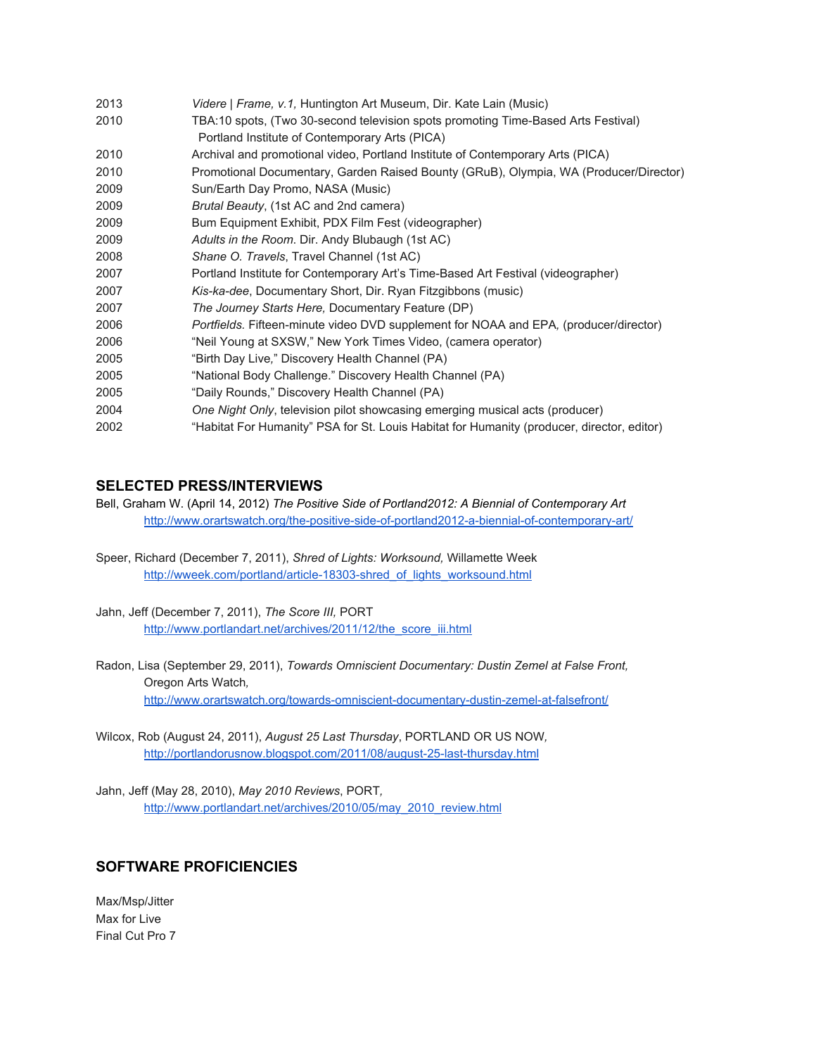| | |
|---|---|
| 2013 | *Videre \| Frame, v.1,* Huntington Art Museum, Dir. Kate Lain (Music) |
| 2010 | TBA:10 spots, (Two 30-second television spots promoting Time-Based Arts Festival) Portland Institute of Contemporary Arts (PICA) |
| 2010 | Archival and promotional video, Portland Institute of Contemporary Arts (PICA) |
| 2010 | Promotional Documentary, Garden Raised Bounty (GRuB), Olympia, WA (Producer/Director) |
| 2009 | Sun/Earth Day Promo, NASA (Music) |
| 2009 | *Brutal Beauty*, (1st AC and 2nd camera) |
| 2009 | Bum Equipment Exhibit, PDX Film Fest (videographer) |
| 2009 | *Adults in the Room*. Dir. Andy Blubaugh (1st AC) |
| 2008 | *Shane O. Travels*, Travel Channel (1st AC) |
| 2007 | Portland Institute for Contemporary Art's Time-Based Art Festival (videographer) |
| 2007 | *Kis-ka-dee*, Documentary Short, Dir. Ryan Fitzgibbons (music) |
| 2007 | *The Journey Starts Here,* Documentary Feature (DP) |
| 2006 | *Portfields.* Fifteen-minute video DVD supplement for NOAA and EPA*,* (producer/director) |
| 2006 | "Neil Young at SXSW," New York Times Video, (camera operator) |
| 2005 | "Birth Day Live," Discovery Health Channel (PA) |
| 2005 | "National Body Challenge." Discovery Health Channel (PA) |
| 2005 | "Daily Rounds," Discovery Health Channel (PA) |
| 2004 | *One Night Only*, television pilot showcasing emerging musical acts (producer) |
| 2002 | "Habitat For Humanity" PSA for St. Louis Habitat for Humanity (producer, director, editor) |

## SELECTED PRESS/INTERVIEWS

Bell, Graham W. (April 14, 2012) *The Positive Side of Portland2012: A Biennial of Contemporary Art*
http://www.orartswatch.org/the-positive-side-of-portland2012-a-biennial-of-contemporary-art/

Speer, Richard (December 7, 2011), *Shred of Lights: Worksound,* Willamette Week
http://wweek.com/portland/article-18303-shred_of_lights_worksound.html

Jahn, Jeff (December 7, 2011), *The Score III,* PORT
http://www.portlandart.net/archives/2011/12/the_score_iii.html

Radon, Lisa (September 29, 2011), *Towards Omniscient Documentary: Dustin Zemel at False Front,* Oregon Arts Watch*,*
http://www.orartswatch.org/towards-omniscient-documentary-dustin-zemel-at-falsefront/

Wilcox, Rob (August 24, 2011), *August 25 Last Thursday*, PORTLAND OR US NOW*,*
http://portlandorusnow.blogspot.com/2011/08/august-25-last-thursday.html

Jahn, Jeff (May 28, 2010), *May 2010 Reviews*, PORT*,*
http://www.portlandart.net/archives/2010/05/may_2010_review.html

## SOFTWARE PROFICIENCIES

Max/Msp/Jitter
Max for Live
Final Cut Pro 7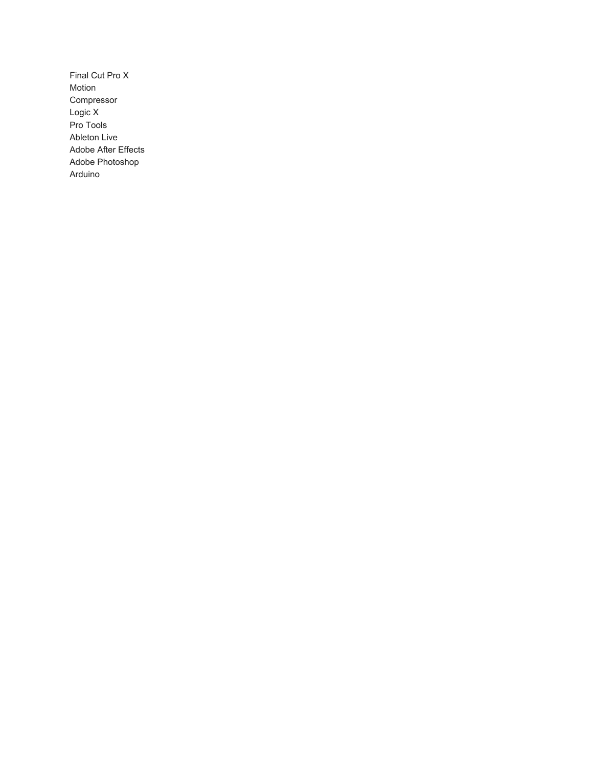Final Cut Pro X
Motion
Compressor
Logic X
Pro Tools
Ableton Live
Adobe After Effects
Adobe Photoshop
Arduino